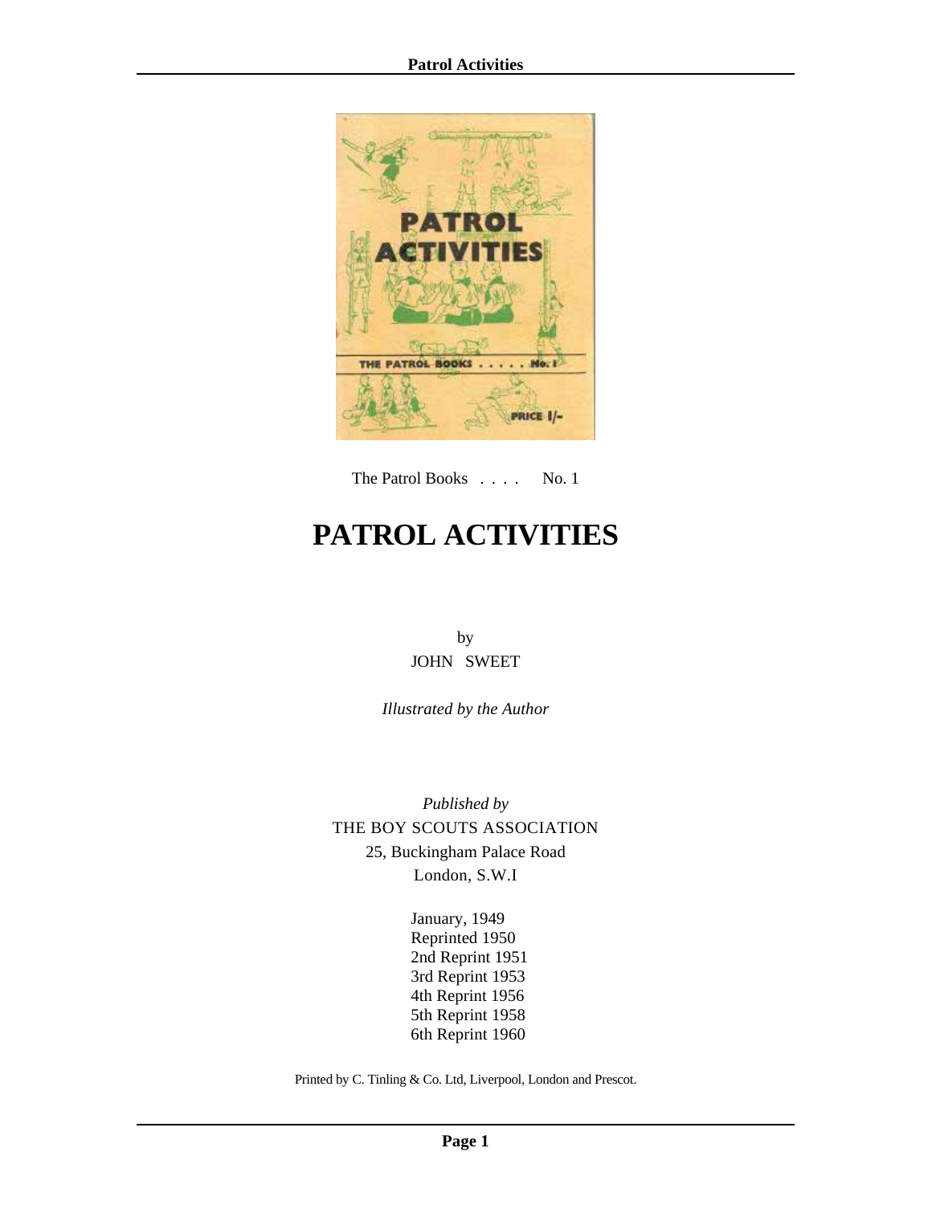The Patrol Books . . . . No. 1

# PATROL ACTIVITIES

by
JOHN SWEET

*Illustrated by the Author*

*Published by*
THE BOY SCOUTS ASSOCIATION
25, Buckingham Palace Road
London, S.W.I

January, 1949
Reprinted 1950
2nd Reprint 1951
3rd Reprint 1953
4th Reprint 1956
5th Reprint 1958
6th Reprint 1960

Printed by C. Tinling & Co. Ltd, Liverpool, London and Prescot.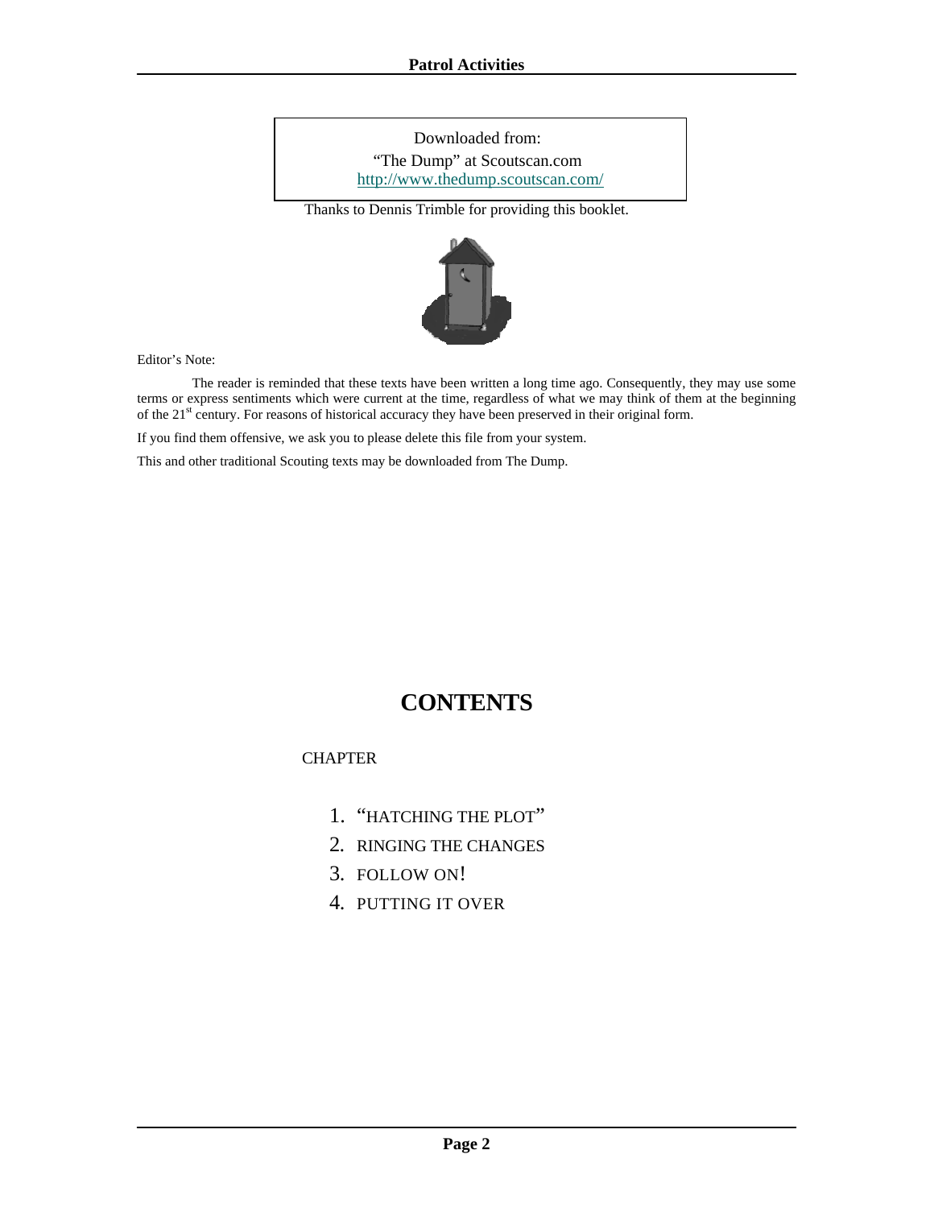Downloaded from:

"The Dump" at Scoutscan.com
http://www.thedump.scoutscan.com/

Thanks to Dennis Trimble for providing this booklet.

Editor's Note:

The reader is reminded that these texts have been written a long time ago. Consequently, they may use some terms or express sentiments which were current at the time, regardless of what we may think of them at the beginning of the 21st century. For reasons of historical accuracy they have been preserved in their original form.

If you find them offensive, we ask you to please delete this file from your system.

This and other traditional Scouting texts may be downloaded from The Dump.

# CONTENTS

CHAPTER

1. "HATCHING THE PLOT"
2. RINGING THE CHANGES
3. FOLLOW ON!
4. PUTTING IT OVER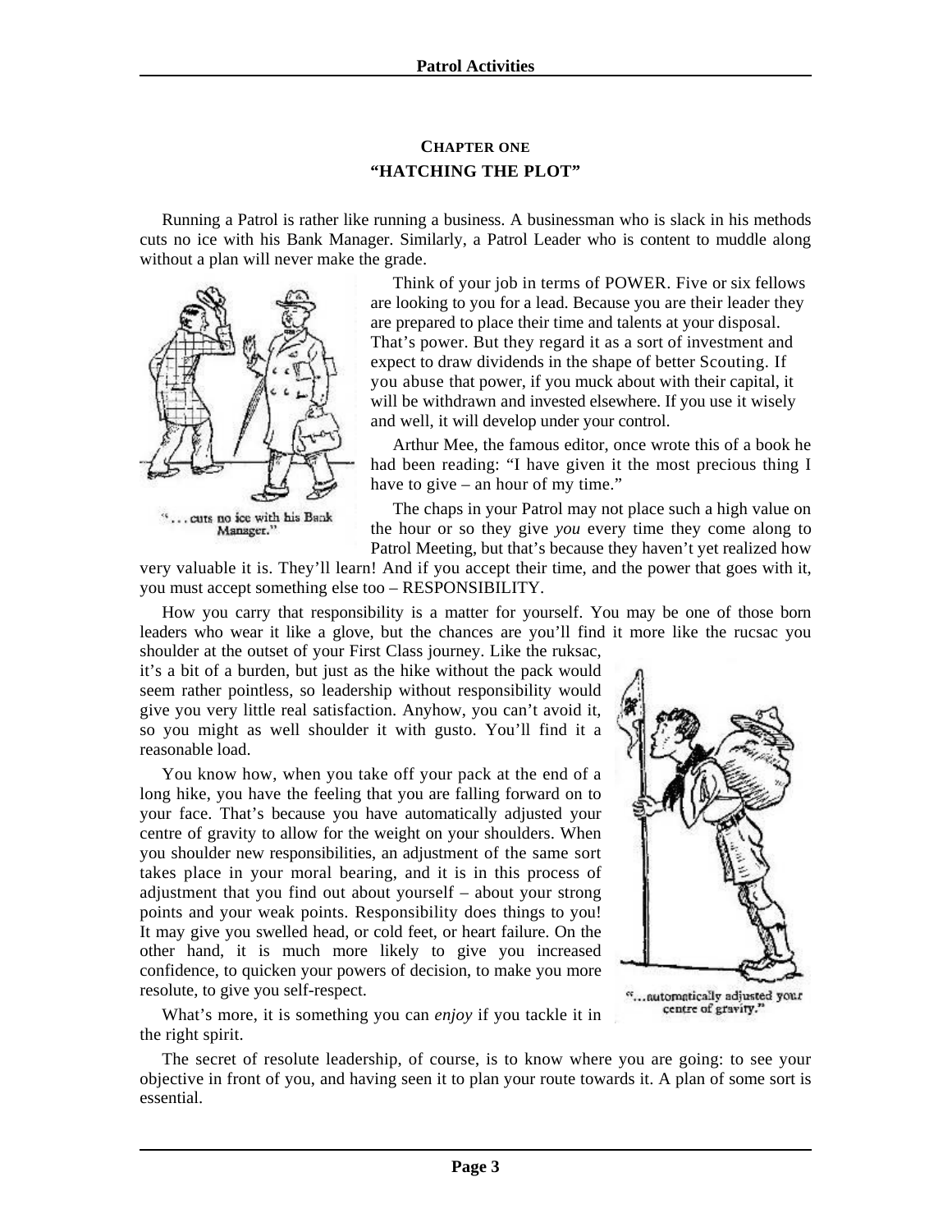## CHAPTER ONE
## "HATCHING THE PLOT"

Running a Patrol is rather like running a business. A businessman who is slack in his methods cuts no ice with his Bank Manager. Similarly, a Patrol Leader who is content to muddle along without a plan will never make the grade.

"... cuts no ice with his Bank Manager."

Think of your job in terms of POWER. Five or six fellows are looking to you for a lead. Because you are their leader they are prepared to place their time and talents at your disposal. That's power. But they regard it as a sort of investment and expect to draw dividends in the shape of better Scouting. If you abuse that power, if you muck about with their capital, it will be withdrawn and invested elsewhere. If you use it wisely and well, it will develop under your control.

Arthur Mee, the famous editor, once wrote this of a book he had been reading: "I have given it the most precious thing I have to give – an hour of my time."

The chaps in your Patrol may not place such a high value on the hour or so they give *you* every time they come along to Patrol Meeting, but that's because they haven't yet realized how very valuable it is. They'll learn! And if you accept their time, and the power that goes with it, you must accept something else too – RESPONSIBILITY.

How you carry that responsibility is a matter for yourself. You may be one of those born leaders who wear it like a glove, but the chances are you'll find it more like the rucsac you shoulder at the outset of your First Class journey. Like the ruksac, it's a bit of a burden, but just as the hike without the pack would seem rather pointless, so leadership without responsibility would give you very little real satisfaction. Anyhow, you can't avoid it, so you might as well shoulder it with gusto. You'll find it a reasonable load.

You know how, when you take off your pack at the end of a long hike, you have the feeling that you are falling forward on to your face. That's because you have automatically adjusted your centre of gravity to allow for the weight on your shoulders. When you shoulder new responsibilities, an adjustment of the same sort takes place in your moral bearing, and it is in this process of adjustment that you find out about yourself – about your strong points and your weak points. Responsibility does things to you! It may give you swelled head, or cold feet, or heart failure. On the other hand, it is much more likely to give you increased confidence, to quicken your powers of decision, to make you more resolute, to give you self-respect.

"...automatically adjusted your centre of gravity."

What's more, it is something you can *enjoy* if you tackle it in the right spirit.

The secret of resolute leadership, of course, is to know where you are going: to see your objective in front of you, and having seen it to plan your route towards it. A plan of some sort is essential.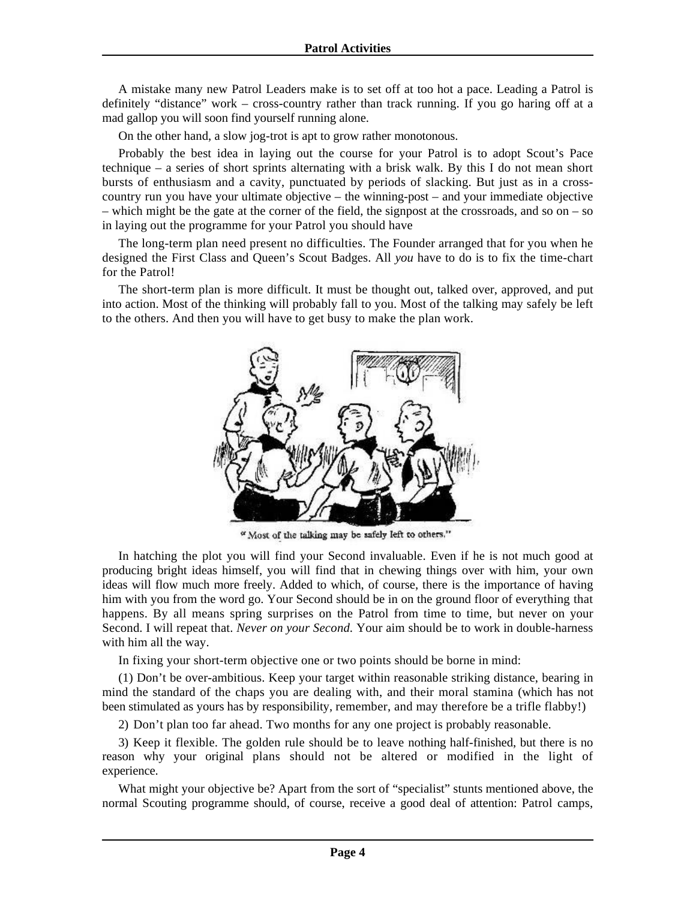A mistake many new Patrol Leaders make is to set off at too hot a pace. Leading a Patrol is definitely "distance" work – cross-country rather than track running. If you go haring off at a mad gallop you will soon find yourself running alone.

On the other hand, a slow jog-trot is apt to grow rather monotonous.

Probably the best idea in laying out the course for your Patrol is to adopt Scout's Pace technique – a series of short sprints alternating with a brisk walk. By this I do not mean short bursts of enthusiasm and a cavity, punctuated by periods of slacking. But just as in a cross-country run you have your ultimate objective – the winning-post – and your immediate objective – which might be the gate at the corner of the field, the signpost at the crossroads, and so on – so in laying out the programme for your Patrol you should have

The long-term plan need present no difficulties. The Founder arranged that for you when he designed the First Class and Queen's Scout Badges. All *you* have to do is to fix the time-chart for the Patrol!

The short-term plan is more difficult. It must be thought out, talked over, approved, and put into action. Most of the thinking will probably fall to you. Most of the talking may safely be left to the others. And then you will have to get busy to make the plan work.

"Most of the talking may be safely left to others."

In hatching the plot you will find your Second invaluable. Even if he is not much good at producing bright ideas himself, you will find that in chewing things over with him, your own ideas will flow much more freely. Added to which, of course, there is the importance of having him with you from the word go. Your Second should be in on the ground floor of everything that happens. By all means spring surprises on the Patrol from time to time, but never on your Second. I will repeat that. *Never on your Second.* Your aim should be to work in double-harness with him all the way.

In fixing your short-term objective one or two points should be borne in mind:

(1) Don't be over-ambitious. Keep your target within reasonable striking distance, bearing in mind the standard of the chaps you are dealing with, and their moral stamina (which has not been stimulated as yours has by responsibility, remember, and may therefore be a trifle flabby!)

2) Don't plan too far ahead. Two months for any one project is probably reasonable.

3) Keep it flexible. The golden rule should be to leave nothing half-finished, but there is no reason why your original plans should not be altered or modified in the light of experience.

What might your objective be? Apart from the sort of "specialist" stunts mentioned above, the normal Scouting programme should, of course, receive a good deal of attention: Patrol camps,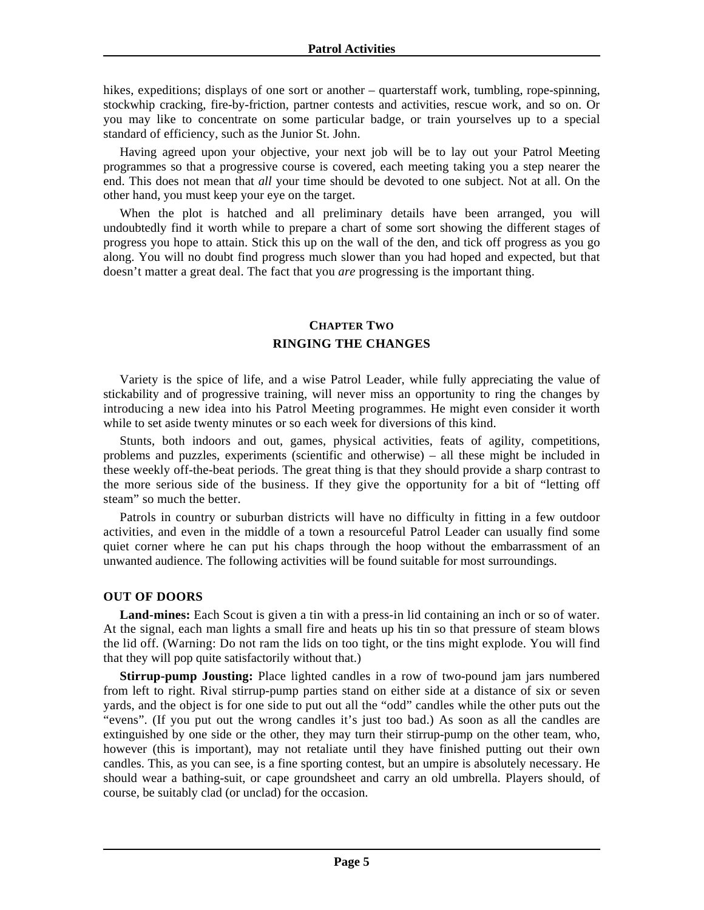hikes, expeditions; displays of one sort or another – quarterstaff work, tumbling, rope-spinning, stockwhip cracking, fire-by-friction, partner contests and activities, rescue work, and so on. Or you may like to concentrate on some particular badge, or train yourselves up to a special standard of efficiency, such as the Junior St. John.

Having agreed upon your objective, your next job will be to lay out your Patrol Meeting programmes so that a progressive course is covered, each meeting taking you a step nearer the end. This does not mean that *all* your time should be devoted to one subject. Not at all. On the other hand, you must keep your eye on the target.

When the plot is hatched and all preliminary details have been arranged, you will undoubtedly find it worth while to prepare a chart of some sort showing the different stages of progress you hope to attain. Stick this up on the wall of the den, and tick off progress as you go along. You will no doubt find progress much slower than you had hoped and expected, but that doesn't matter a great deal. The fact that you *are* progressing is the important thing.

## CHAPTER TWO
## RINGING THE CHANGES

Variety is the spice of life, and a wise Patrol Leader, while fully appreciating the value of stickability and of progressive training, will never miss an opportunity to ring the changes by introducing a new idea into his Patrol Meeting programmes. He might even consider it worth while to set aside twenty minutes or so each week for diversions of this kind.

Stunts, both indoors and out, games, physical activities, feats of agility, competitions, problems and puzzles, experiments (scientific and otherwise) – all these might be included in these weekly off-the-beat periods. The great thing is that they should provide a sharp contrast to the more serious side of the business. If they give the opportunity for a bit of "letting off steam" so much the better.

Patrols in country or suburban districts will have no difficulty in fitting in a few outdoor activities, and even in the middle of a town a resourceful Patrol Leader can usually find some quiet corner where he can put his chaps through the hoop without the embarrassment of an unwanted audience. The following activities will be found suitable for most surroundings.

### OUT OF DOORS

**Land-mines:** Each Scout is given a tin with a press-in lid containing an inch or so of water. At the signal, each man lights a small fire and heats up his tin so that pressure of steam blows the lid off. (Warning: Do not ram the lids on too tight, or the tins might explode. You will find that they will pop quite satisfactorily without that.)

**Stirrup-pump Jousting:** Place lighted candles in a row of two-pound jam jars numbered from left to right. Rival stirrup-pump parties stand on either side at a distance of six or seven yards, and the object is for one side to put out all the "odd" candles while the other puts out the "evens". (If you put out the wrong candles it's just too bad.) As soon as all the candles are extinguished by one side or the other, they may turn their stirrup-pump on the other team, who, however (this is important), may not retaliate until they have finished putting out their own candles. This, as you can see, is a fine sporting contest, but an umpire is absolutely necessary. He should wear a bathing-suit, or cape groundsheet and carry an old umbrella. Players should, of course, be suitably clad (or unclad) for the occasion.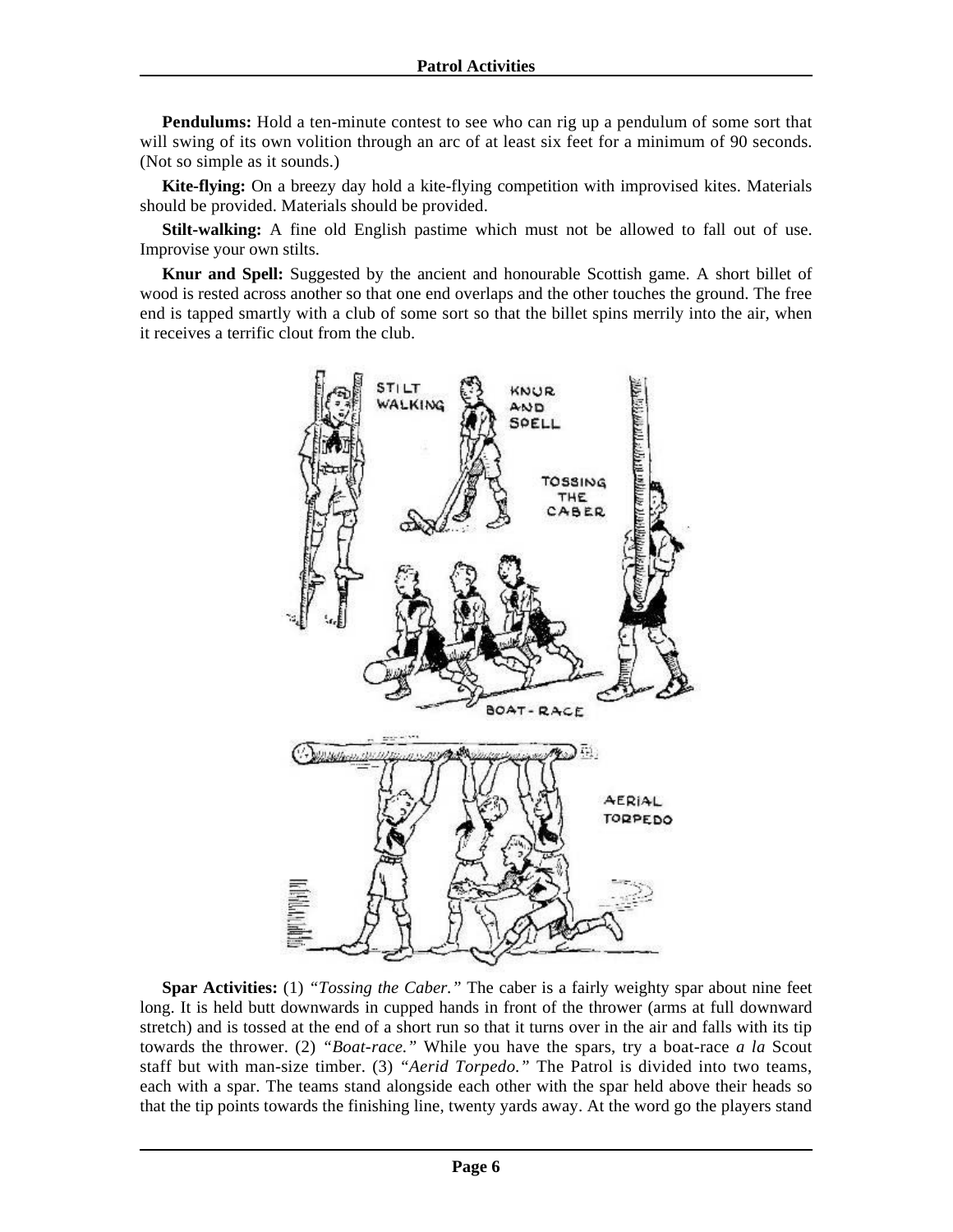**Pendulums:** Hold a ten-minute contest to see who can rig up a pendulum of some sort that will swing of its own volition through an arc of at least six feet for a minimum of 90 seconds. (Not so simple as it sounds.)

**Kite-flying:** On a breezy day hold a kite-flying competition with improvised kites. Materials should be provided. Materials should be provided.

**Stilt-walking:** A fine old English pastime which must not be allowed to fall out of use. Improvise your own stilts.

**Knur and Spell:** Suggested by the ancient and honourable Scottish game. A short billet of wood is rested across another so that one end overlaps and the other touches the ground. The free end is tapped smartly with a club of some sort so that the billet spins merrily into the air, when it receives a terrific clout from the club.

**Spar Activities:** (1) *"Tossing the Caber."* The caber is a fairly weighty spar about nine feet long. It is held butt downwards in cupped hands in front of the thrower (arms at full downward stretch) and is tossed at the end of a short run so that it turns over in the air and falls with its tip towards the thrower. (2) *"Boat-race."* While you have the spars, try a boat-race *a la* Scout staff but with man-size timber. (3) *"Aerid Torpedo."* The Patrol is divided into two teams, each with a spar. The teams stand alongside each other with the spar held above their heads so that the tip points towards the finishing line, twenty yards away. At the word go the players stand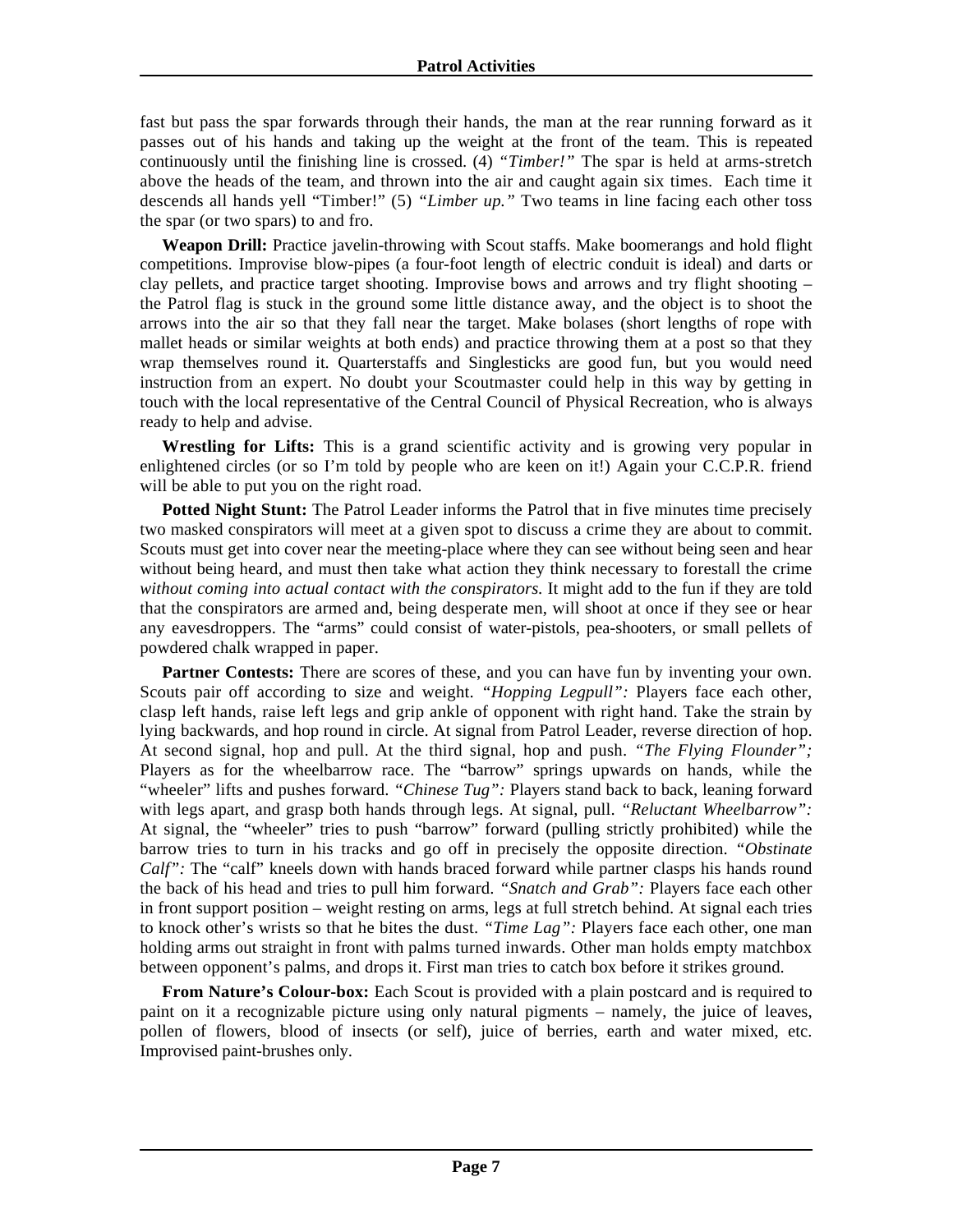fast but pass the spar forwards through their hands, the man at the rear running forward as it passes out of his hands and taking up the weight at the front of the team. This is repeated continuously until the finishing line is crossed. (4) *"Timber!"* The spar is held at arms-stretch above the heads of the team, and thrown into the air and caught again six times. Each time it descends all hands yell "Timber!" (5) *"Limber up."* Two teams in line facing each other toss the spar (or two spars) to and fro.

**Weapon Drill:** Practice javelin-throwing with Scout staffs. Make boomerangs and hold flight competitions. Improvise blow-pipes (a four-foot length of electric conduit is ideal) and darts or clay pellets, and practice target shooting. Improvise bows and arrows and try flight shooting – the Patrol flag is stuck in the ground some little distance away, and the object is to shoot the arrows into the air so that they fall near the target. Make bolases (short lengths of rope with mallet heads or similar weights at both ends) and practice throwing them at a post so that they wrap themselves round it. Quarterstaffs and Singlesticks are good fun, but you would need instruction from an expert. No doubt your Scoutmaster could help in this way by getting in touch with the local representative of the Central Council of Physical Recreation, who is always ready to help and advise.

**Wrestling for Lifts:** This is a grand scientific activity and is growing very popular in enlightened circles (or so I'm told by people who are keen on it!) Again your C.C.P.R. friend will be able to put you on the right road.

**Potted Night Stunt:** The Patrol Leader informs the Patrol that in five minutes time precisely two masked conspirators will meet at a given spot to discuss a crime they are about to commit. Scouts must get into cover near the meeting-place where they can see without being seen and hear without being heard, and must then take what action they think necessary to forestall the crime *without coming into actual contact with the conspirators.* It might add to the fun if they are told that the conspirators are armed and, being desperate men, will shoot at once if they see or hear any eavesdroppers. The "arms" could consist of water-pistols, pea-shooters, or small pellets of powdered chalk wrapped in paper.

**Partner Contests:** There are scores of these, and you can have fun by inventing your own. Scouts pair off according to size and weight. *"Hopping Legpull":* Players face each other, clasp left hands, raise left legs and grip ankle of opponent with right hand. Take the strain by lying backwards, and hop round in circle. At signal from Patrol Leader, reverse direction of hop. At second signal, hop and pull. At the third signal, hop and push. *"The Flying Flounder";* Players as for the wheelbarrow race. The "barrow" springs upwards on hands, while the "wheeler" lifts and pushes forward. *"Chinese Tug":* Players stand back to back, leaning forward with legs apart, and grasp both hands through legs. At signal, pull. *"Reluctant Wheelbarrow":* At signal, the "wheeler" tries to push "barrow" forward (pulling strictly prohibited) while the barrow tries to turn in his tracks and go off in precisely the opposite direction. *"Obstinate Calf":* The "calf" kneels down with hands braced forward while partner clasps his hands round the back of his head and tries to pull him forward. *"Snatch and Grab":* Players face each other in front support position – weight resting on arms, legs at full stretch behind. At signal each tries to knock other's wrists so that he bites the dust. *"Time Lag":* Players face each other, one man holding arms out straight in front with palms turned inwards. Other man holds empty matchbox between opponent's palms, and drops it. First man tries to catch box before it strikes ground.

**From Nature's Colour-box:** Each Scout is provided with a plain postcard and is required to paint on it a recognizable picture using only natural pigments – namely, the juice of leaves, pollen of flowers, blood of insects (or self), juice of berries, earth and water mixed, etc. Improvised paint-brushes only.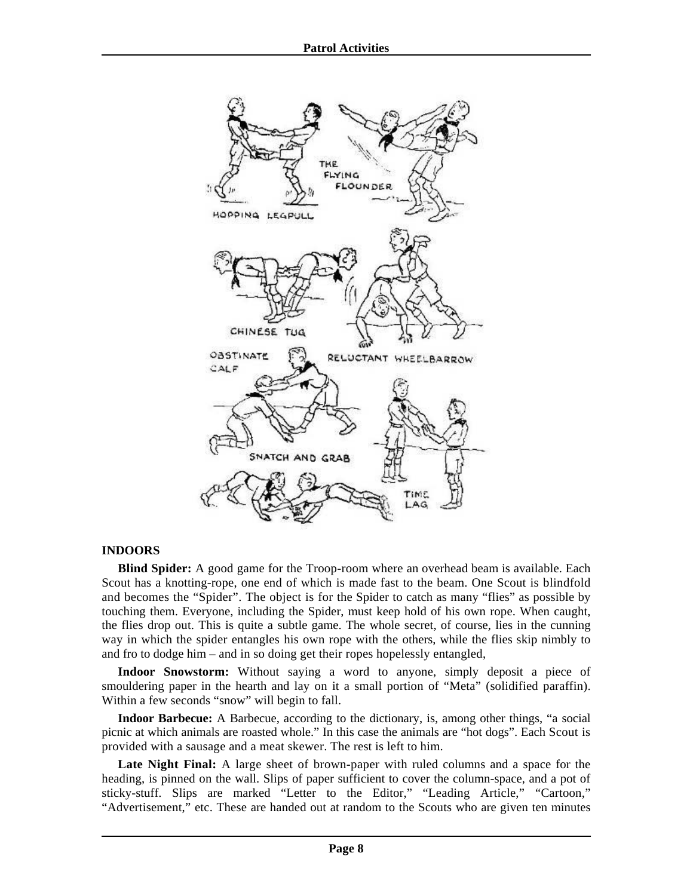## INDOORS

**Blind Spider:** A good game for the Troop-room where an overhead beam is available. Each Scout has a knotting-rope, one end of which is made fast to the beam. One Scout is blindfold and becomes the "Spider". The object is for the Spider to catch as many "flies" as possible by touching them. Everyone, including the Spider, must keep hold of his own rope. When caught, the flies drop out. This is quite a subtle game. The whole secret, of course, lies in the cunning way in which the spider entangles his own rope with the others, while the flies skip nimbly to and fro to dodge him – and in so doing get their ropes hopelessly entangled,

**Indoor Snowstorm:** Without saying a word to anyone, simply deposit a piece of smouldering paper in the hearth and lay on it a small portion of "Meta" (solidified paraffin). Within a few seconds "snow" will begin to fall.

**Indoor Barbecue:** A Barbecue, according to the dictionary, is, among other things, "a social picnic at which animals are roasted whole." In this case the animals are "hot dogs". Each Scout is provided with a sausage and a meat skewer. The rest is left to him.

**Late Night Final:** A large sheet of brown-paper with ruled columns and a space for the heading, is pinned on the wall. Slips of paper sufficient to cover the column-space, and a pot of sticky-stuff. Slips are marked "Letter to the Editor," "Leading Article," "Cartoon," "Advertisement," etc. These are handed out at random to the Scouts who are given ten minutes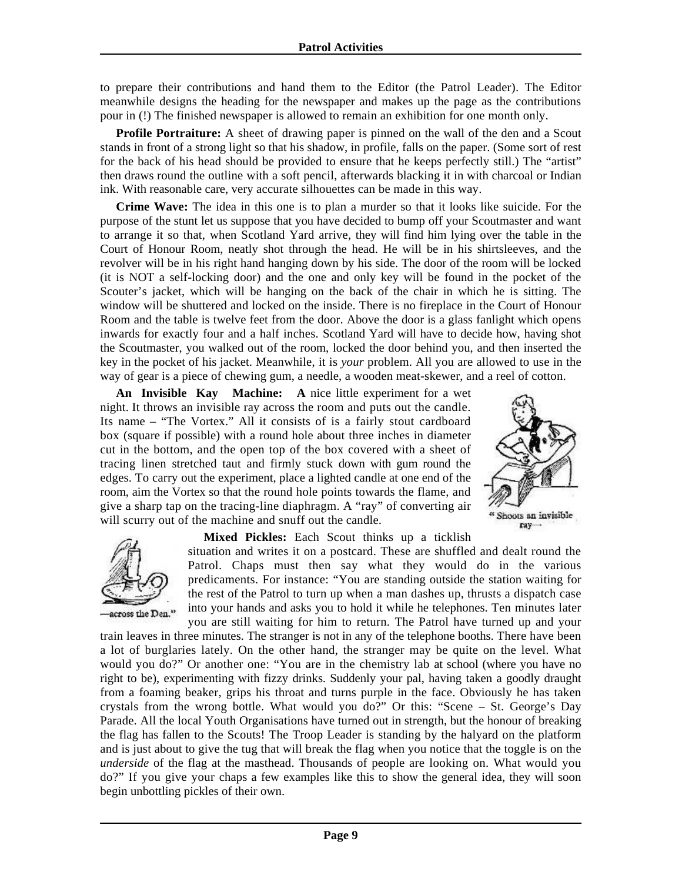to prepare their contributions and hand them to the Editor (the Patrol Leader). The Editor meanwhile designs the heading for the newspaper and makes up the page as the contributions pour in (!) The finished newspaper is allowed to remain an exhibition for one month only.

**Profile Portraiture:** A sheet of drawing paper is pinned on the wall of the den and a Scout stands in front of a strong light so that his shadow, in profile, falls on the paper. (Some sort of rest for the back of his head should be provided to ensure that he keeps perfectly still.) The "artist" then draws round the outline with a soft pencil, afterwards blacking it in with charcoal or Indian ink. With reasonable care, very accurate silhouettes can be made in this way.

**Crime Wave:** The idea in this one is to plan a murder so that it looks like suicide. For the purpose of the stunt let us suppose that you have decided to bump off your Scoutmaster and want to arrange it so that, when Scotland Yard arrive, they will find him lying over the table in the Court of Honour Room, neatly shot through the head. He will be in his shirtsleeves, and the revolver will be in his right hand hanging down by his side. The door of the room will be locked (it is NOT a self-locking door) and the one and only key will be found in the pocket of the Scouter's jacket, which will be hanging on the back of the chair in which he is sitting. The window will be shuttered and locked on the inside. There is no fireplace in the Court of Honour Room and the table is twelve feet from the door. Above the door is a glass fanlight which opens inwards for exactly four and a half inches. Scotland Yard will have to decide how, having shot the Scoutmaster, you walked out of the room, locked the door behind you, and then inserted the key in the pocket of his jacket. Meanwhile, it is *your* problem. All you are allowed to use in the way of gear is a piece of chewing gum, a needle, a wooden meat-skewer, and a reel of cotton.

**An Invisible Kay Machine:** **A** nice little experiment for a wet night. It throws an invisible ray across the room and puts out the candle. Its name – "The Vortex." All it consists of is a fairly stout cardboard box (square if possible) with a round hole about three inches in diameter cut in the bottom, and the open top of the box covered with a sheet of tracing linen stretched taut and firmly stuck down with gum round the edges. To carry out the experiment, place a lighted candle at one end of the room, aim the Vortex so that the round hole points towards the flame, and give a sharp tap on the tracing-line diaphragm. A "ray" of converting air will scurry out of the machine and snuff out the candle.

" Shoots an invisible ray—

—across the Den."

**Mixed Pickles:** Each Scout thinks up a ticklish situation and writes it on a postcard. These are shuffled and dealt round the Patrol. Chaps must then say what they would do in the various predicaments. For instance: "You are standing outside the station waiting for the rest of the Patrol to turn up when a man dashes up, thrusts a dispatch case into your hands and asks you to hold it while he telephones. Ten minutes later you are still waiting for him to return. The Patrol have turned up and your train leaves in three minutes. The stranger is not in any of the telephone booths. There have been a lot of burglaries lately. On the other hand, the stranger may be quite on the level. What would you do?" Or another one: "You are in the chemistry lab at school (where you have no right to be), experimenting with fizzy drinks. Suddenly your pal, having taken a goodly draught from a foaming beaker, grips his throat and turns purple in the face. Obviously he has taken crystals from the wrong bottle. What would you do?" Or this: "Scene – St. George's Day Parade. All the local Youth Organisations have turned out in strength, but the honour of breaking the flag has fallen to the Scouts! The Troop Leader is standing by the halyard on the platform and is just about to give the tug that will break the flag when you notice that the toggle is on the *underside* of the flag at the masthead. Thousands of people are looking on. What would you do?" If you give your chaps a few examples like this to show the general idea, they will soon begin unbottling pickles of their own.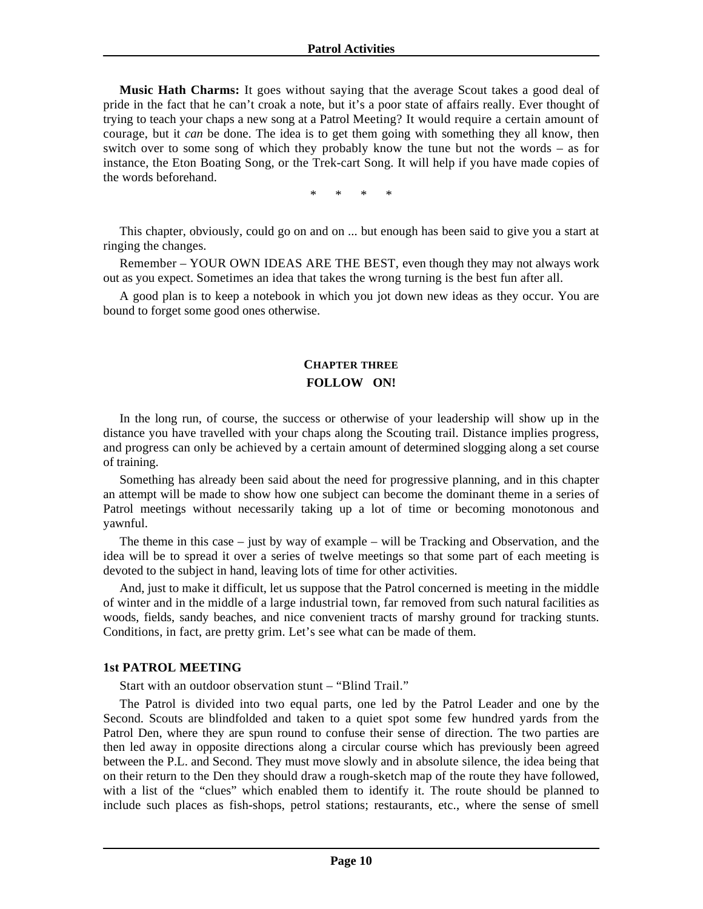**Music Hath Charms:** It goes without saying that the average Scout takes a good deal of pride in the fact that he can't croak a note, but it's a poor state of affairs really. Ever thought of trying to teach your chaps a new song at a Patrol Meeting? It would require a certain amount of courage, but it *can* be done. The idea is to get them going with something they all know, then switch over to some song of which they probably know the tune but not the words – as for instance, the Eton Boating Song, or the Trek-cart Song. It will help if you have made copies of the words beforehand.

\* \* \* \*

This chapter, obviously, could go on and on ... but enough has been said to give you a start at ringing the changes.

Remember – YOUR OWN IDEAS ARE THE BEST, even though they may not always work out as you expect. Sometimes an idea that takes the wrong turning is the best fun after all.

A good plan is to keep a notebook in which you jot down new ideas as they occur. You are bound to forget some good ones otherwise.

## CHAPTER THREE
## FOLLOW ON!

In the long run, of course, the success or otherwise of your leadership will show up in the distance you have travelled with your chaps along the Scouting trail. Distance implies progress, and progress can only be achieved by a certain amount of determined slogging along a set course of training.

Something has already been said about the need for progressive planning, and in this chapter an attempt will be made to show how one subject can become the dominant theme in a series of Patrol meetings without necessarily taking up a lot of time or becoming monotonous and yawnful.

The theme in this case – just by way of example – will be Tracking and Observation, and the idea will be to spread it over a series of twelve meetings so that some part of each meeting is devoted to the subject in hand, leaving lots of time for other activities.

And, just to make it difficult, let us suppose that the Patrol concerned is meeting in the middle of winter and in the middle of a large industrial town, far removed from such natural facilities as woods, fields, sandy beaches, and nice convenient tracts of marshy ground for tracking stunts. Conditions, in fact, are pretty grim. Let's see what can be made of them.

### 1st PATROL MEETING

Start with an outdoor observation stunt – "Blind Trail."

The Patrol is divided into two equal parts, one led by the Patrol Leader and one by the Second. Scouts are blindfolded and taken to a quiet spot some few hundred yards from the Patrol Den, where they are spun round to confuse their sense of direction. The two parties are then led away in opposite directions along a circular course which has previously been agreed between the P.L. and Second. They must move slowly and in absolute silence, the idea being that on their return to the Den they should draw a rough-sketch map of the route they have followed, with a list of the "clues" which enabled them to identify it. The route should be planned to include such places as fish-shops, petrol stations; restaurants, etc., where the sense of smell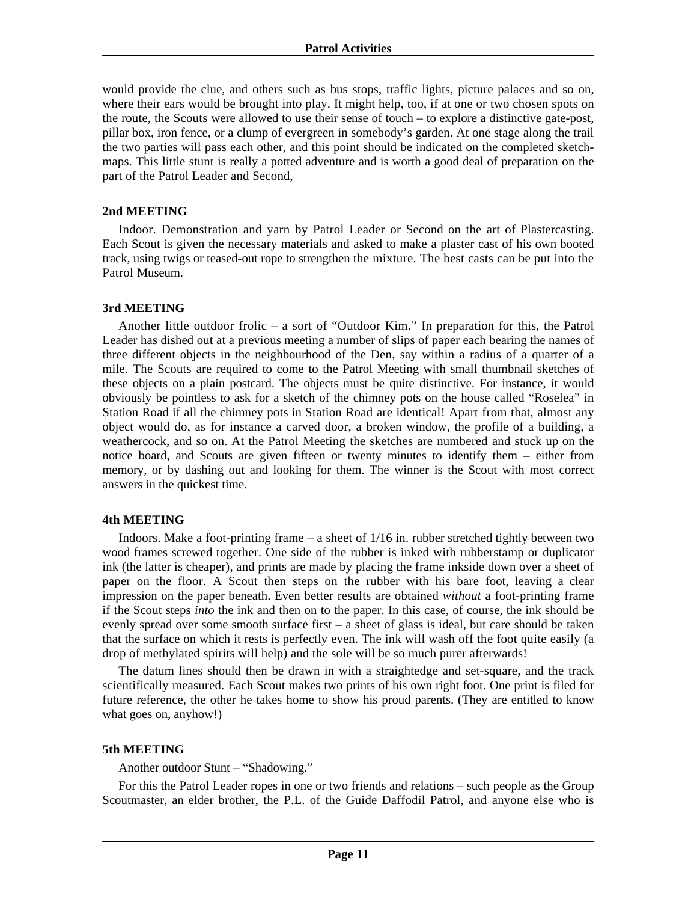would provide the clue, and others such as bus stops, traffic lights, picture palaces and so on, where their ears would be brought into play. It might help, too, if at one or two chosen spots on the route, the Scouts were allowed to use their sense of touch – to explore a distinctive gate-post, pillar box, iron fence, or a clump of evergreen in somebody's garden. At one stage along the trail the two parties will pass each other, and this point should be indicated on the completed sketch-maps. This little stunt is really a potted adventure and is worth a good deal of preparation on the part of the Patrol Leader and Second,

**2nd MEETING**

Indoor. Demonstration and yarn by Patrol Leader or Second on the art of Plastercasting. Each Scout is given the necessary materials and asked to make a plaster cast of his own booted track, using twigs or teased-out rope to strengthen the mixture. The best casts can be put into the Patrol Museum.

**3rd MEETING**

Another little outdoor frolic – a sort of "Outdoor Kim." In preparation for this, the Patrol Leader has dished out at a previous meeting a number of slips of paper each bearing the names of three different objects in the neighbourhood of the Den, say within a radius of a quarter of a mile. The Scouts are required to come to the Patrol Meeting with small thumbnail sketches of these objects on a plain postcard. The objects must be quite distinctive. For instance, it would obviously be pointless to ask for a sketch of the chimney pots on the house called "Roselea" in Station Road if all the chimney pots in Station Road are identical! Apart from that, almost any object would do, as for instance a carved door, a broken window, the profile of a building, a weathercock, and so on. At the Patrol Meeting the sketches are numbered and stuck up on the notice board, and Scouts are given fifteen or twenty minutes to identify them – either from memory, or by dashing out and looking for them. The winner is the Scout with most correct answers in the quickest time.

**4th MEETING**

Indoors. Make a foot-printing frame – a sheet of 1/16 in. rubber stretched tightly between two wood frames screwed together. One side of the rubber is inked with rubberstamp or duplicator ink (the latter is cheaper), and prints are made by placing the frame inkside down over a sheet of paper on the floor. A Scout then steps on the rubber with his bare foot, leaving a clear impression on the paper beneath. Even better results are obtained *without* a foot-printing frame if the Scout steps *into* the ink and then on to the paper. In this case, of course, the ink should be evenly spread over some smooth surface first – a sheet of glass is ideal, but care should be taken that the surface on which it rests is perfectly even. The ink will wash off the foot quite easily (a drop of methylated spirits will help) and the sole will be so much purer afterwards!

The datum lines should then be drawn in with a straightedge and set-square, and the track scientifically measured. Each Scout makes two prints of his own right foot. One print is filed for future reference, the other he takes home to show his proud parents. (They are entitled to know what goes on, anyhow!)

**5th MEETING**

Another outdoor Stunt – "Shadowing."

For this the Patrol Leader ropes in one or two friends and relations – such people as the Group Scoutmaster, an elder brother, the P.L. of the Guide Daffodil Patrol, and anyone else who is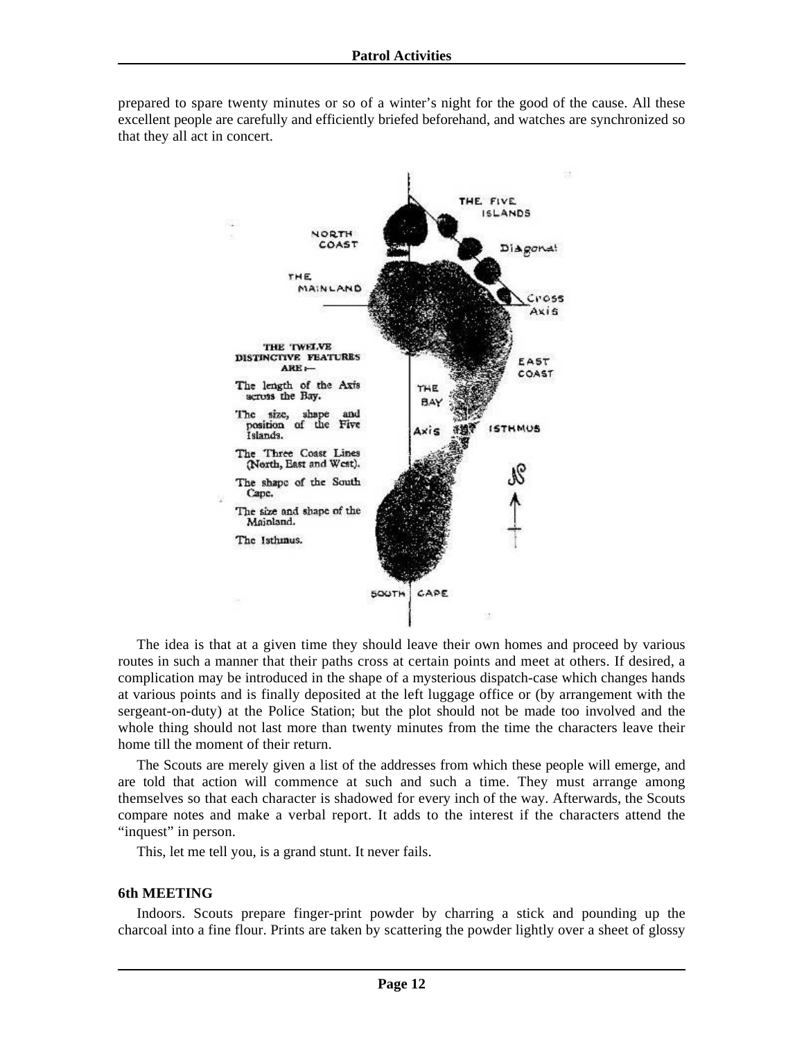prepared to spare twenty minutes or so of a winter's night for the good of the cause. All these excellent people are carefully and efficiently briefed beforehand, and watches are synchronized so that they all act in concert.

THE TWELVE DISTINCTIVE FEATURES ARE:—

- The length of the Axis across the Bay.
- The size, shape and position of the Five Islands.
- The Three Coast Lines (North, East and West).
- The shape of the South Cape.
- The size and shape of the Mainland.
- The Isthmus.

The idea is that at a given time they should leave their own homes and proceed by various routes in such a manner that their paths cross at certain points and meet at others. If desired, a complication may be introduced in the shape of a mysterious dispatch-case which changes hands at various points and is finally deposited at the left luggage office or (by arrangement with the sergeant-on-duty) at the Police Station; but the plot should not be made too involved and the whole thing should not last more than twenty minutes from the time the characters leave their home till the moment of their return.

The Scouts are merely given a list of the addresses from which these people will emerge, and are told that action will commence at such and such a time. They must arrange among themselves so that each character is shadowed for every inch of the way. Afterwards, the Scouts compare notes and make a verbal report. It adds to the interest if the characters attend the "inquest" in person.

This, let me tell you, is a grand stunt. It never fails.

### 6th MEETING

Indoors. Scouts prepare finger-print powder by charring a stick and pounding up the charcoal into a fine flour. Prints are taken by scattering the powder lightly over a sheet of glossy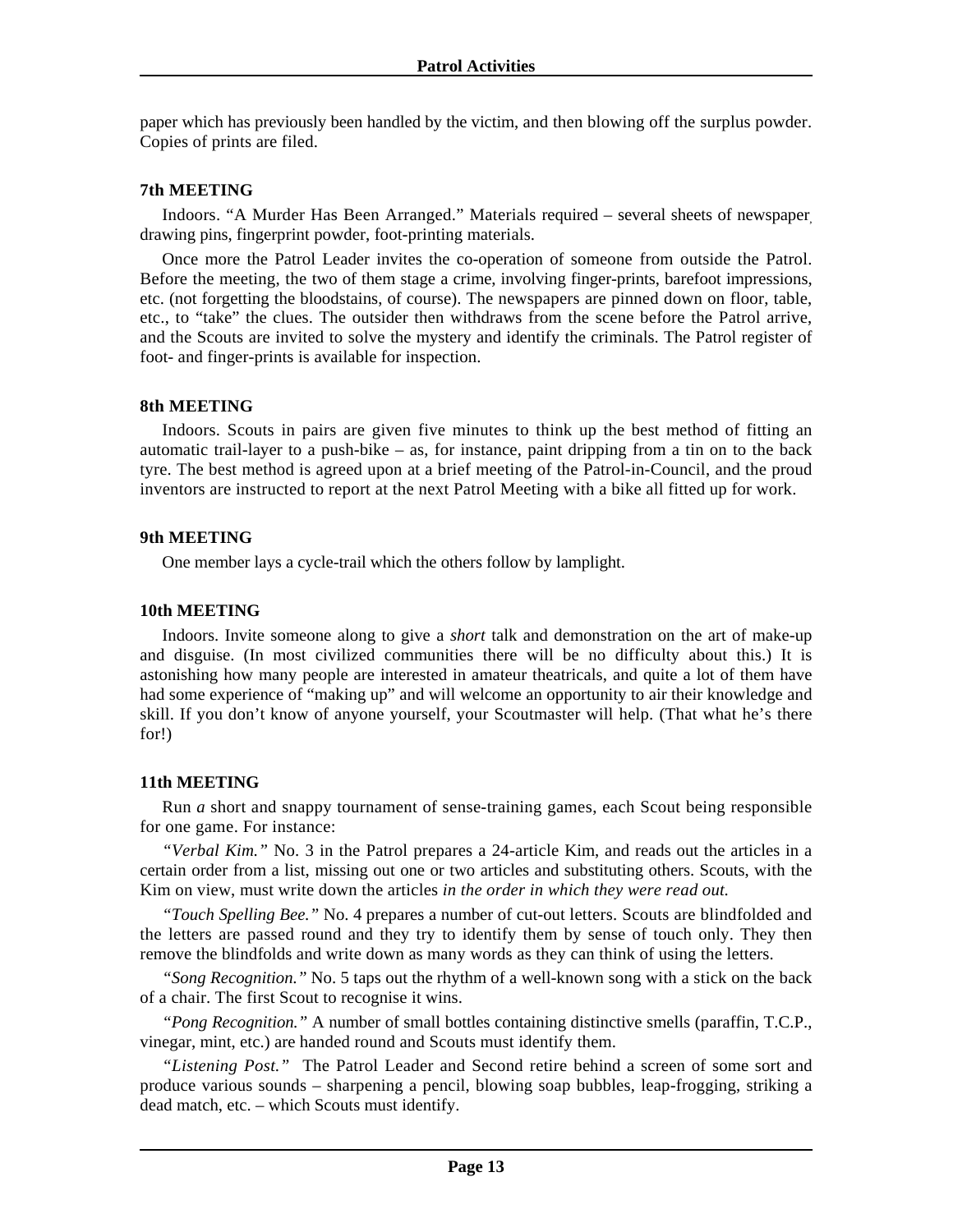paper which has previously been handled by the victim, and then blowing off the surplus powder. Copies of prints are filed.

#### 7th MEETING

Indoors. "A Murder Has Been Arranged." Materials required – several sheets of newspaper, drawing pins, fingerprint powder, foot-printing materials.

Once more the Patrol Leader invites the co-operation of someone from outside the Patrol. Before the meeting, the two of them stage a crime, involving finger-prints, barefoot impressions, etc. (not forgetting the bloodstains, of course). The newspapers are pinned down on floor, table, etc., to "take" the clues. The outsider then withdraws from the scene before the Patrol arrive, and the Scouts are invited to solve the mystery and identify the criminals. The Patrol register of foot- and finger-prints is available for inspection.

#### 8th MEETING

Indoors. Scouts in pairs are given five minutes to think up the best method of fitting an automatic trail-layer to a push-bike – as, for instance, paint dripping from a tin on to the back tyre. The best method is agreed upon at a brief meeting of the Patrol-in-Council, and the proud inventors are instructed to report at the next Patrol Meeting with a bike all fitted up for work.

#### 9th MEETING

One member lays a cycle-trail which the others follow by lamplight.

#### 10th MEETING

Indoors. Invite someone along to give a *short* talk and demonstration on the art of make-up and disguise. (In most civilized communities there will be no difficulty about this.) It is astonishing how many people are interested in amateur theatricals, and quite a lot of them have had some experience of "making up" and will welcome an opportunity to air their knowledge and skill. If you don't know of anyone yourself, your Scoutmaster will help. (That what he's there for!)

#### 11th MEETING

Run *a* short and snappy tournament of sense-training games, each Scout being responsible for one game. For instance:

*"Verbal Kim."* No. 3 in the Patrol prepares a 24-article Kim, and reads out the articles in a certain order from a list, missing out one or two articles and substituting others. Scouts, with the Kim on view, must write down the articles *in the order in which they were read out.*

*"Touch Spelling Bee."* No. 4 prepares a number of cut-out letters. Scouts are blindfolded and the letters are passed round and they try to identify them by sense of touch only. They then remove the blindfolds and write down as many words as they can think of using the letters.

*"Song Recognition."* No. 5 taps out the rhythm of a well-known song with a stick on the back of a chair. The first Scout to recognise it wins.

*"Pong Recognition."* A number of small bottles containing distinctive smells (paraffin, T.C.P., vinegar, mint, etc.) are handed round and Scouts must identify them.

*"Listening Post."* The Patrol Leader and Second retire behind a screen of some sort and produce various sounds – sharpening a pencil, blowing soap bubbles, leap-frogging, striking a dead match, etc. – which Scouts must identify.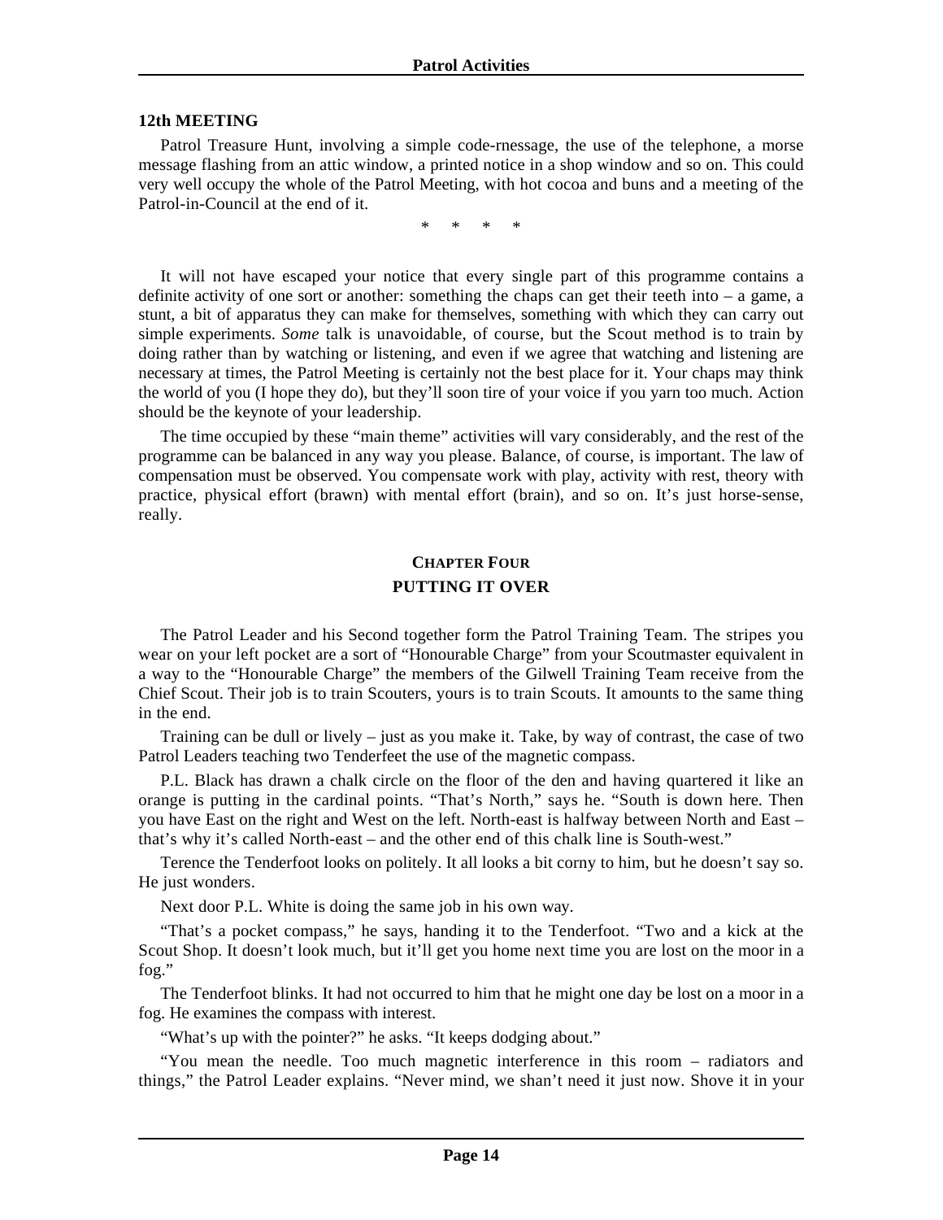### 12th MEETING

Patrol Treasure Hunt, involving a simple code-rnessage, the use of the telephone, a morse message flashing from an attic window, a printed notice in a shop window and so on. This could very well occupy the whole of the Patrol Meeting, with hot cocoa and buns and a meeting of the Patrol-in-Council at the end of it.

\*     \*     \*     \*

It will not have escaped your notice that every single part of this programme contains a definite activity of one sort or another: something the chaps can get their teeth into – a game, a stunt, a bit of apparatus they can make for themselves, something with which they can carry out simple experiments. *Some* talk is unavoidable, of course, but the Scout method is to train by doing rather than by watching or listening, and even if we agree that watching and listening are necessary at times, the Patrol Meeting is certainly not the best place for it. Your chaps may think the world of you (I hope they do), but they'll soon tire of your voice if you yarn too much. Action should be the keynote of your leadership.

The time occupied by these "main theme" activities will vary considerably, and the rest of the programme can be balanced in any way you please. Balance, of course, is important. The law of compensation must be observed. You compensate work with play, activity with rest, theory with practice, physical effort (brawn) with mental effort (brain), and so on. It's just horse-sense, really.

## CHAPTER FOUR
## PUTTING IT OVER

The Patrol Leader and his Second together form the Patrol Training Team. The stripes you wear on your left pocket are a sort of "Honourable Charge" from your Scoutmaster equivalent in a way to the "Honourable Charge" the members of the Gilwell Training Team receive from the Chief Scout. Their job is to train Scouters, yours is to train Scouts. It amounts to the same thing in the end.

Training can be dull or lively – just as you make it. Take, by way of contrast, the case of two Patrol Leaders teaching two Tenderfeet the use of the magnetic compass.

P.L. Black has drawn a chalk circle on the floor of the den and having quartered it like an orange is putting in the cardinal points. "That's North," says he. "South is down here. Then you have East on the right and West on the left. North-east is halfway between North and East – that's why it's called North-east – and the other end of this chalk line is South-west."

Terence the Tenderfoot looks on politely. It all looks a bit corny to him, but he doesn't say so. He just wonders.

Next door P.L. White is doing the same job in his own way.

"That's a pocket compass," he says, handing it to the Tenderfoot. "Two and a kick at the Scout Shop. It doesn't look much, but it'll get you home next time you are lost on the moor in a fog."

The Tenderfoot blinks. It had not occurred to him that he might one day be lost on a moor in a fog. He examines the compass with interest.

"What's up with the pointer?" he asks. "It keeps dodging about."

"You mean the needle. Too much magnetic interference in this room – radiators and things," the Patrol Leader explains. "Never mind, we shan't need it just now. Shove it in your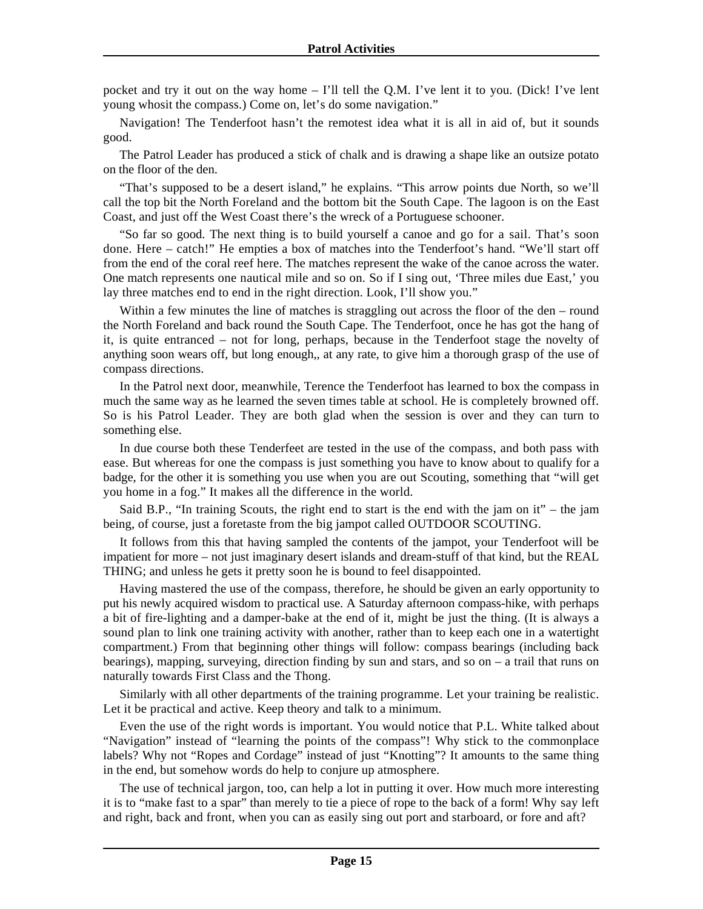pocket and try it out on the way home – I'll tell the Q.M. I've lent it to you. (Dick! I've lent young whosit the compass.) Come on, let's do some navigation."

Navigation! The Tenderfoot hasn't the remotest idea what it is all in aid of, but it sounds good.

The Patrol Leader has produced a stick of chalk and is drawing a shape like an outsize potato on the floor of the den.

"That's supposed to be a desert island," he explains. "This arrow points due North, so we'll call the top bit the North Foreland and the bottom bit the South Cape. The lagoon is on the East Coast, and just off the West Coast there's the wreck of a Portuguese schooner.

"So far so good. The next thing is to build yourself a canoe and go for a sail. That's soon done. Here – catch!" He empties a box of matches into the Tenderfoot's hand. "We'll start off from the end of the coral reef here. The matches represent the wake of the canoe across the water. One match represents one nautical mile and so on. So if I sing out, 'Three miles due East,' you lay three matches end to end in the right direction. Look, I'll show you."

Within a few minutes the line of matches is straggling out across the floor of the den – round the North Foreland and back round the South Cape. The Tenderfoot, once he has got the hang of it, is quite entranced – not for long, perhaps, because in the Tenderfoot stage the novelty of anything soon wears off, but long enough,, at any rate, to give him a thorough grasp of the use of compass directions.

In the Patrol next door, meanwhile, Terence the Tenderfoot has learned to box the compass in much the same way as he learned the seven times table at school. He is completely browned off. So is his Patrol Leader. They are both glad when the session is over and they can turn to something else.

In due course both these Tenderfeet are tested in the use of the compass, and both pass with ease. But whereas for one the compass is just something you have to know about to qualify for a badge, for the other it is something you use when you are out Scouting, something that "will get you home in a fog." It makes all the difference in the world.

Said B.P., "In training Scouts, the right end to start is the end with the jam on it" – the jam being, of course, just a foretaste from the big jampot called OUTDOOR SCOUTING.

It follows from this that having sampled the contents of the jampot, your Tenderfoot will be impatient for more – not just imaginary desert islands and dream-stuff of that kind, but the REAL THING; and unless he gets it pretty soon he is bound to feel disappointed.

Having mastered the use of the compass, therefore, he should be given an early opportunity to put his newly acquired wisdom to practical use. A Saturday afternoon compass-hike, with perhaps a bit of fire-lighting and a damper-bake at the end of it, might be just the thing. (It is always a sound plan to link one training activity with another, rather than to keep each one in a watertight compartment.) From that beginning other things will follow: compass bearings (including back bearings), mapping, surveying, direction finding by sun and stars, and so on – a trail that runs on naturally towards First Class and the Thong.

Similarly with all other departments of the training programme. Let your training be realistic. Let it be practical and active. Keep theory and talk to a minimum.

Even the use of the right words is important. You would notice that P.L. White talked about "Navigation" instead of "learning the points of the compass"! Why stick to the commonplace labels? Why not "Ropes and Cordage" instead of just "Knotting"? It amounts to the same thing in the end, but somehow words do help to conjure up atmosphere.

The use of technical jargon, too, can help a lot in putting it over. How much more interesting it is to "make fast to a spar" than merely to tie a piece of rope to the back of a form! Why say left and right, back and front, when you can as easily sing out port and starboard, or fore and aft?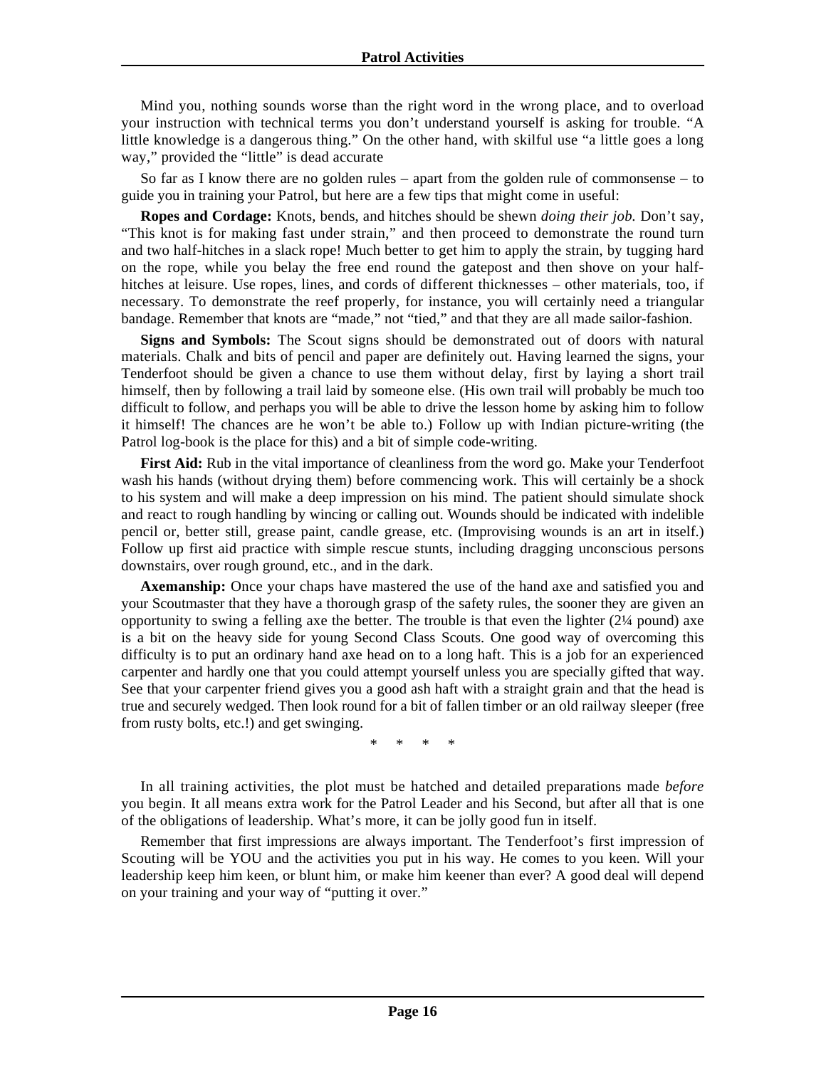Mind you, nothing sounds worse than the right word in the wrong place, and to overload your instruction with technical terms you don't understand yourself is asking for trouble. "A little knowledge is a dangerous thing." On the other hand, with skilful use "a little goes a long way," provided the "little" is dead accurate

So far as I know there are no golden rules – apart from the golden rule of commonsense – to guide you in training your Patrol, but here are a few tips that might come in useful:

**Ropes and Cordage:** Knots, bends, and hitches should be shewn *doing their job.* Don't say, "This knot is for making fast under strain," and then proceed to demonstrate the round turn and two half-hitches in a slack rope! Much better to get him to apply the strain, by tugging hard on the rope, while you belay the free end round the gatepost and then shove on your half-hitches at leisure. Use ropes, lines, and cords of different thicknesses – other materials, too, if necessary. To demonstrate the reef properly, for instance, you will certainly need a triangular bandage. Remember that knots are "made," not "tied," and that they are all made sailor-fashion.

**Signs and Symbols:** The Scout signs should be demonstrated out of doors with natural materials. Chalk and bits of pencil and paper are definitely out. Having learned the signs, your Tenderfoot should be given a chance to use them without delay, first by laying a short trail himself, then by following a trail laid by someone else. (His own trail will probably be much too difficult to follow, and perhaps you will be able to drive the lesson home by asking him to follow it himself! The chances are he won't be able to.) Follow up with Indian picture-writing (the Patrol log-book is the place for this) and a bit of simple code-writing.

**First Aid:** Rub in the vital importance of cleanliness from the word go. Make your Tenderfoot wash his hands (without drying them) before commencing work. This will certainly be a shock to his system and will make a deep impression on his mind. The patient should simulate shock and react to rough handling by wincing or calling out. Wounds should be indicated with indelible pencil or, better still, grease paint, candle grease, etc. (Improvising wounds is an art in itself.) Follow up first aid practice with simple rescue stunts, including dragging unconscious persons downstairs, over rough ground, etc., and in the dark.

**Axemanship:** Once your chaps have mastered the use of the hand axe and satisfied you and your Scoutmaster that they have a thorough grasp of the safety rules, the sooner they are given an opportunity to swing a felling axe the better. The trouble is that even the lighter (2¼ pound) axe is a bit on the heavy side for young Second Class Scouts. One good way of overcoming this difficulty is to put an ordinary hand axe head on to a long haft. This is a job for an experienced carpenter and hardly one that you could attempt yourself unless you are specially gifted that way. See that your carpenter friend gives you a good ash haft with a straight grain and that the head is true and securely wedged. Then look round for a bit of fallen timber or an old railway sleeper (free from rusty bolts, etc.!) and get swinging.

\* \* \* \*

In all training activities, the plot must be hatched and detailed preparations made *before* you begin. It all means extra work for the Patrol Leader and his Second, but after all that is one of the obligations of leadership. What's more, it can be jolly good fun in itself.

Remember that first impressions are always important. The Tenderfoot's first impression of Scouting will be YOU and the activities you put in his way. He comes to you keen. Will your leadership keep him keen, or blunt him, or make him keener than ever? A good deal will depend on your training and your way of "putting it over."